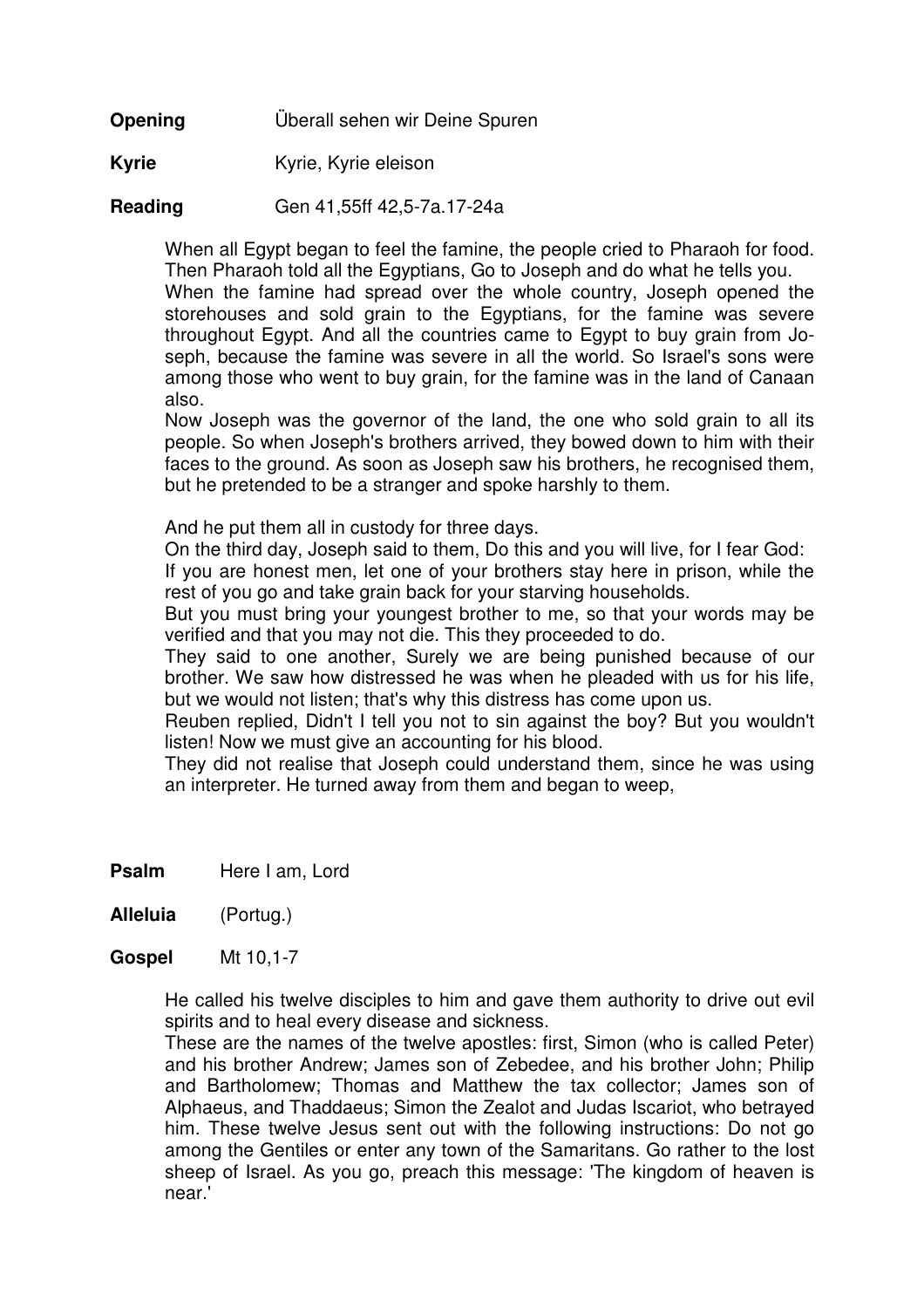**Opening** Überall sehen wir Deine Spuren

**Kyrie** Kyrie, Kyrie eleison

**Reading** Gen 41,55ff 42,5-7a.17-24a

When all Egypt began to feel the famine, the people cried to Pharaoh for food. Then Pharaoh told all the Egyptians, Go to Joseph and do what he tells you.
When the famine had spread over the whole country, Joseph opened the storehouses and sold grain to the Egyptians, for the famine was severe throughout Egypt. And all the countries came to Egypt to buy grain from Joseph, because the famine was severe in all the world. So Israel's sons were among those who went to buy grain, for the famine was in the land of Canaan also.
Now Joseph was the governor of the land, the one who sold grain to all its people. So when Joseph's brothers arrived, they bowed down to him with their faces to the ground. As soon as Joseph saw his brothers, he recognised them, but he pretended to be a stranger and spoke harshly to them.

And he put them all in custody for three days.
On the third day, Joseph said to them, Do this and you will live, for I fear God:
If you are honest men, let one of your brothers stay here in prison, while the rest of you go and take grain back for your starving households.
But you must bring your youngest brother to me, so that your words may be verified and that you may not die. This they proceeded to do.
They said to one another, Surely we are being punished because of our brother. We saw how distressed he was when he pleaded with us for his life, but we would not listen; that's why this distress has come upon us.
Reuben replied, Didn't I tell you not to sin against the boy? But you wouldn't listen! Now we must give an accounting for his blood.
They did not realise that Joseph could understand them, since he was using an interpreter. He turned away from them and began to weep,

**Psalm** Here I am, Lord

**Alleluia** (Portug.)

**Gospel** Mt 10,1-7

He called his twelve disciples to him and gave them authority to drive out evil spirits and to heal every disease and sickness.
These are the names of the twelve apostles: first, Simon (who is called Peter) and his brother Andrew; James son of Zebedee, and his brother John; Philip and Bartholomew; Thomas and Matthew the tax collector; James son of Alphaeus, and Thaddaeus; Simon the Zealot and Judas Iscariot, who betrayed him. These twelve Jesus sent out with the following instructions: Do not go among the Gentiles or enter any town of the Samaritans. Go rather to the lost sheep of Israel. As you go, preach this message: 'The kingdom of heaven is near.'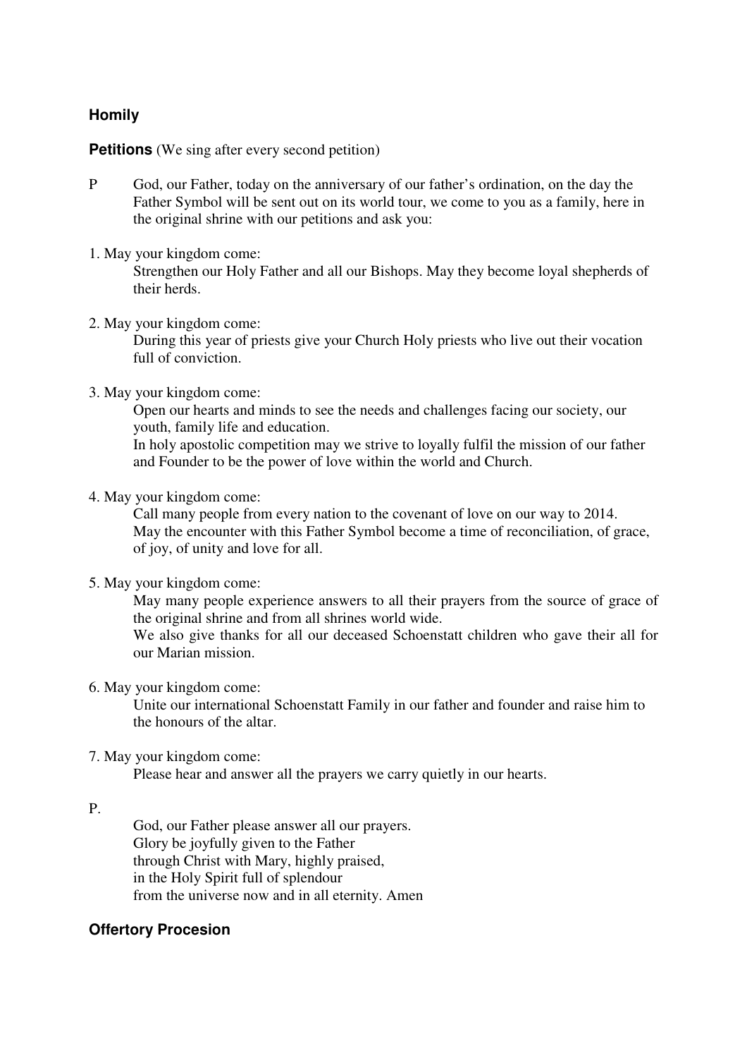**Homily**

**Petitions** (We sing after every second petition)

P God, our Father, today on the anniversary of our father's ordination, on the day the Father Symbol will be sent out on its world tour, we come to you as a family, here in the original shrine with our petitions and ask you:

1. May your kingdom come:
   Strengthen our Holy Father and all our Bishops. May they become loyal shepherds of their herds.

2. May your kingdom come:
   During this year of priests give your Church Holy priests who live out their vocation full of conviction.

3. May your kingdom come:
   Open our hearts and minds to see the needs and challenges facing our society, our youth, family life and education.
   In holy apostolic competition may we strive to loyally fulfil the mission of our father and Founder to be the power of love within the world and Church.

4. May your kingdom come:
   Call many people from every nation to the covenant of love on our way to 2014.
   May the encounter with this Father Symbol become a time of reconciliation, of grace, of joy, of unity and love for all.

5. May your kingdom come:
   May many people experience answers to all their prayers from the source of grace of the original shrine and from all shrines world wide.
   We also give thanks for all our deceased Schoenstatt children who gave their all for our Marian mission.

6. May your kingdom come:
   Unite our international Schoenstatt Family in our father and founder and raise him to the honours of the altar.

7. May your kingdom come:
   Please hear and answer all the prayers we carry quietly in our hearts.

P.

God, our Father please answer all our prayers.
Glory be joyfully given to the Father
through Christ with Mary, highly praised,
in the Holy Spirit full of splendour
from the universe now and in all eternity. Amen

**Offertory Procesion**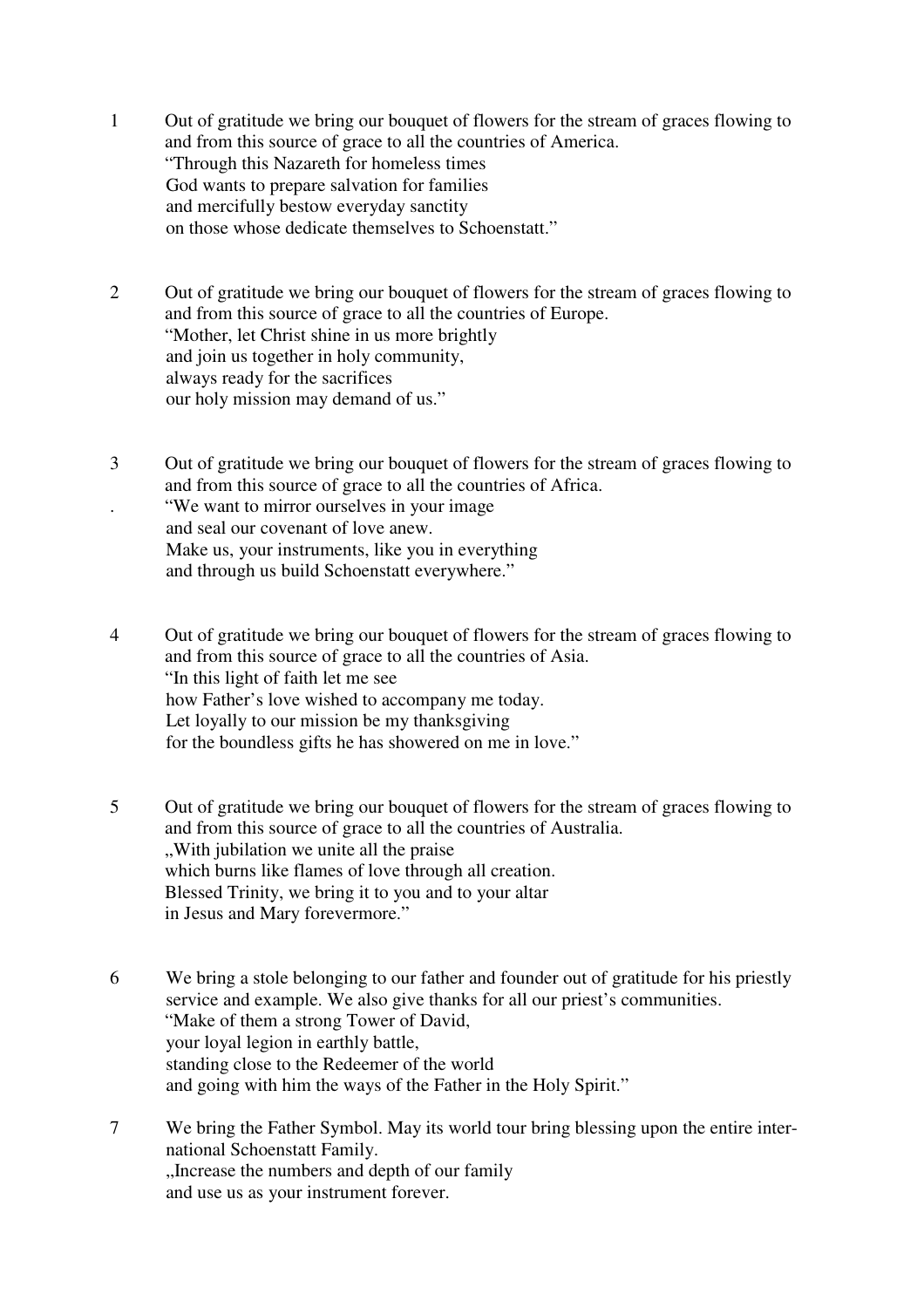1 Out of gratitude we bring our bouquet of flowers for the stream of graces flowing to and from this source of grace to all the countries of America.
“Through this Nazareth for homeless times
God wants to prepare salvation for families
and mercifully bestow everyday sanctity
on those whose dedicate themselves to Schoenstatt.”

2 Out of gratitude we bring our bouquet of flowers for the stream of graces flowing to and from this source of grace to all the countries of Europe.
“Mother, let Christ shine in us more brightly
and join us together in holy community,
always ready for the sacrifices
our holy mission may demand of us.”

3 Out of gratitude we bring our bouquet of flowers for the stream of graces flowing to and from this source of grace to all the countries of Africa.
“We want to mirror ourselves in your image
and seal our covenant of love anew.
Make us, your instruments, like you in everything
and through us build Schoenstatt everywhere.”

4 Out of gratitude we bring our bouquet of flowers for the stream of graces flowing to and from this source of grace to all the countries of Asia.
“In this light of faith let me see
how Father’s love wished to accompany me today.
Let loyally to our mission be my thanksgiving
for the boundless gifts he has showered on me in love.”

5 Out of gratitude we bring our bouquet of flowers for the stream of graces flowing to and from this source of grace to all the countries of Australia.
„With jubilation we unite all the praise
which burns like flames of love through all creation.
Blessed Trinity, we bring it to you and to your altar
in Jesus and Mary forevermore.”

6 We bring a stole belonging to our father and founder out of gratitude for his priestly service and example. We also give thanks for all our priest’s communities.
“Make of them a strong Tower of David,
your loyal legion in earthly battle,
standing close to the Redeemer of the world
and going with him the ways of the Father in the Holy Spirit.”

7 We bring the Father Symbol. May its world tour bring blessing upon the entire international Schoenstatt Family.
„Increase the numbers and depth of our family
and use us as your instrument forever.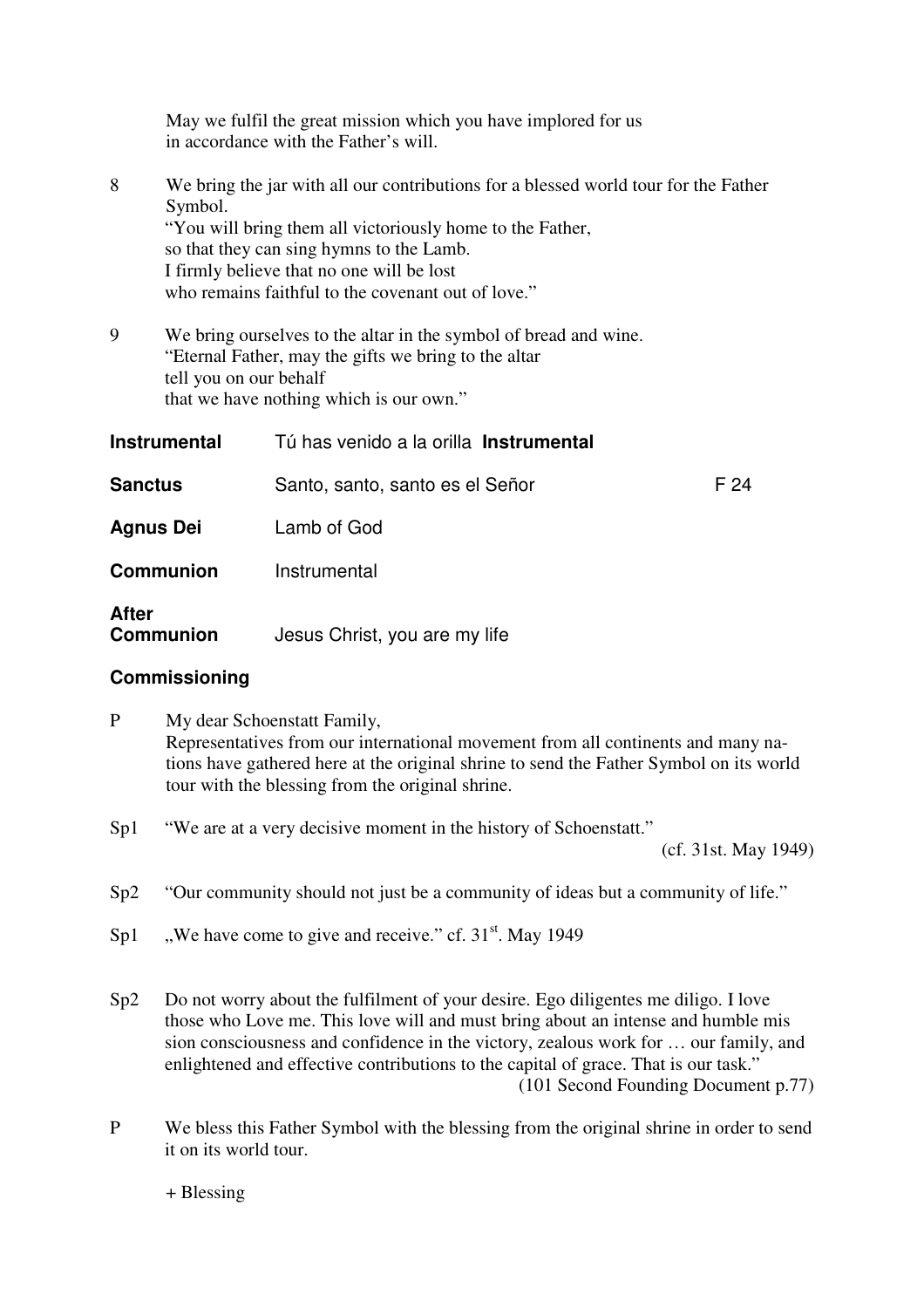May we fulfil the great mission which you have implored for us
in accordance with the Father's will.

8 We bring the jar with all our contributions for a blessed world tour for the Father Symbol.
"You will bring them all victoriously home to the Father,
so that they can sing hymns to the Lamb.
I firmly believe that no one will be lost
who remains faithful to the covenant out of love."

9 We bring ourselves to the altar in the symbol of bread and wine.
"Eternal Father, may the gifts we bring to the altar
tell you on our behalf
that we have nothing which is our own."

| | | |
|---|---|---|
| **Instrumental** | Tú has venido a la orilla **Instrumental** | |
| **Sanctus** | Santo, santo, santo es el Señor | F 24 |
| **Agnus Dei** | Lamb of God | |
| **Communion** | Instrumental | |
| **After Communion** | Jesus Christ, you are my life | |

**Commissioning**

P My dear Schoenstatt Family,
Representatives from our international movement from all continents and many nations have gathered here at the original shrine to send the Father Symbol on its world tour with the blessing from the original shrine.

Sp1 "We are at a very decisive moment in the history of Schoenstatt."
(cf. 31st. May 1949)

Sp2 "Our community should not just be a community of ideas but a community of life."

Sp1 „We have come to give and receive." cf. 31st. May 1949

Sp2 Do not worry about the fulfilment of your desire. Ego diligentes me diligo. I love those who Love me. This love will and must bring about an intense and humble mis sion consciousness and confidence in the victory, zealous work for … our family, and enlightened and effective contributions to the capital of grace. That is our task."
(101 Second Founding Document p.77)

P We bless this Father Symbol with the blessing from the original shrine in order to send it on its world tour.

+ Blessing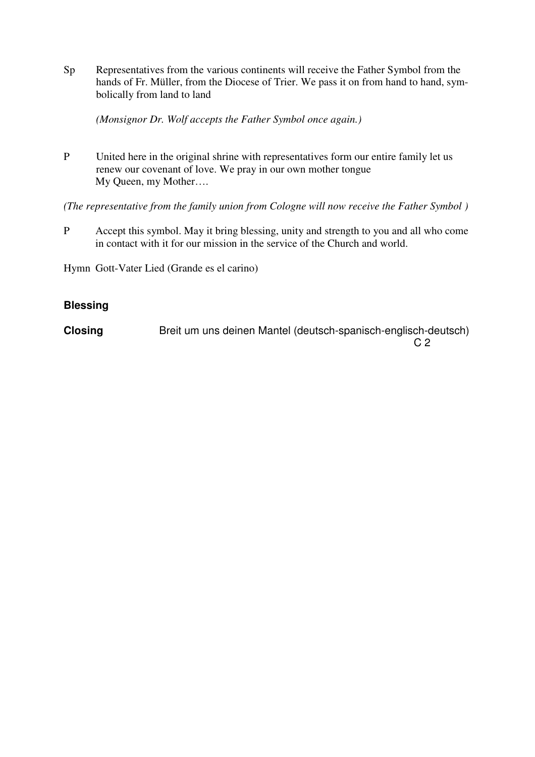Sp  Representatives from the various continents will receive the Father Symbol from the hands of Fr. Müller, from the Diocese of Trier. We pass it on from hand to hand, symbolically from land to land

*(Monsignor Dr. Wolf accepts the Father Symbol once again.)*

P  United here in the original shrine with representatives form our entire family let us renew our covenant of love. We pray in our own mother tongue
My Queen, my Mother….

*(The representative from the family union from Cologne will now receive the Father Symbol )*

P  Accept this symbol. May it bring blessing, unity and strength to you and all who come in contact with it for our mission in the service of the Church and world.

Hymn  Gott-Vater Lied (Grande es el carino)

**Blessing**

**Closing**  Breit um uns deinen Mantel (deutsch-spanisch-englisch-deutsch)
C 2